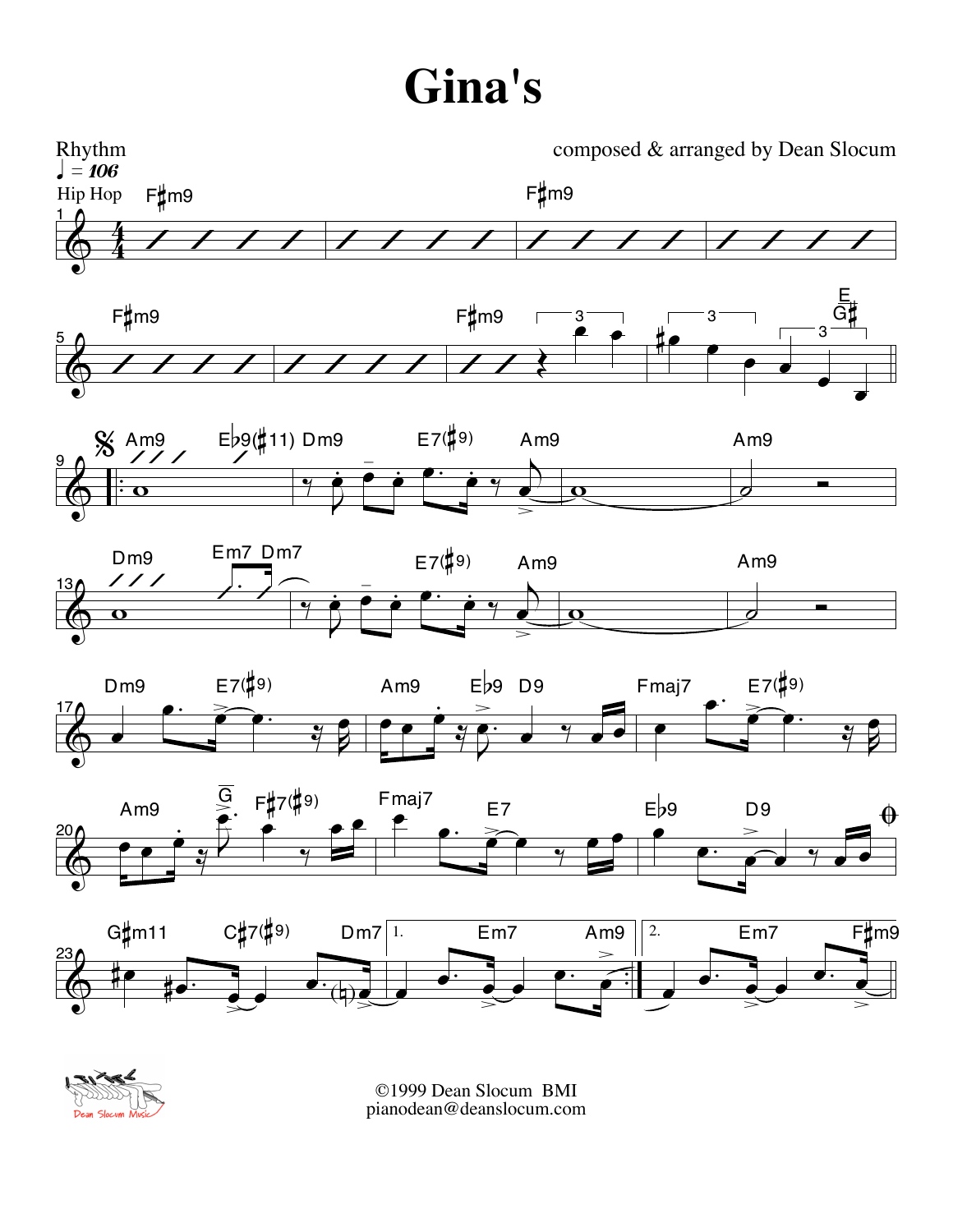# Gina's

Rhythm

composed & arranged by Dean Slocum

♩ = 106

Hip Hop

©1999 Dean Slocum BMI
pianodean@deanslocum.com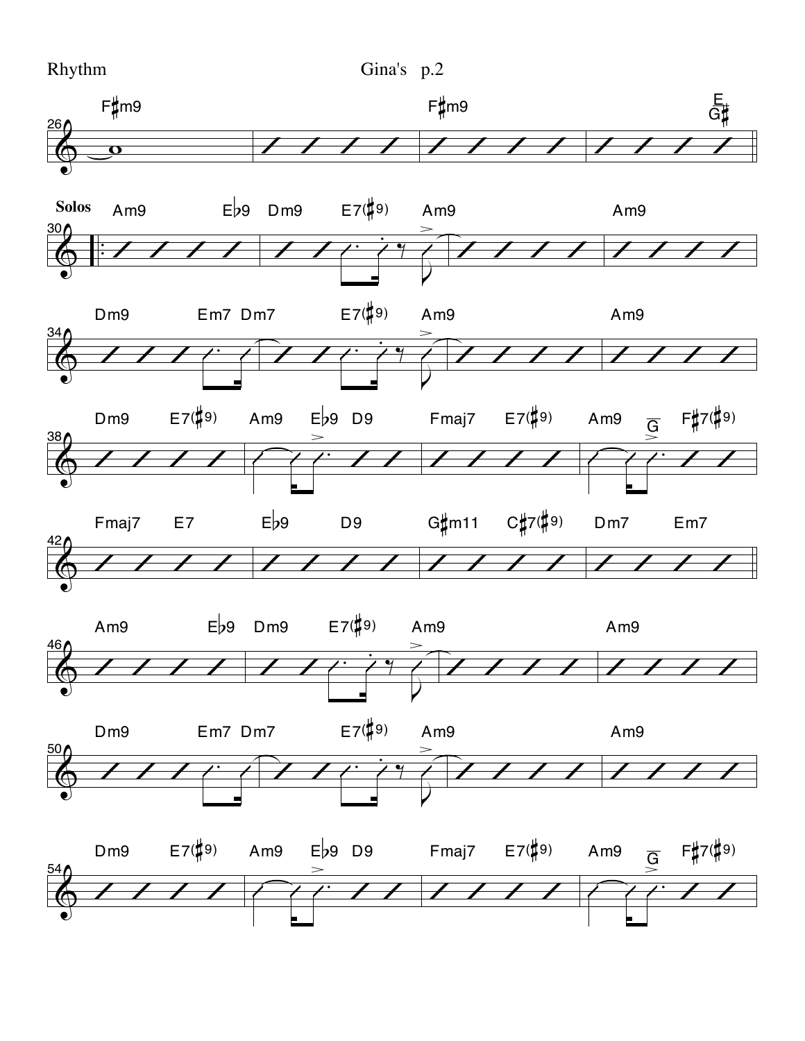26 F♯m9 | | F♯m9 | E/G♯ ||

**Solos**

30 Am9 E♭9 | Dm9 E7(♯9) | Am9 | Am9 |

34 Dm9 Em7 | Dm7 E7(♯9) | Am9 | Am9 |

38 Dm9 E7(♯9) | Am9 E♭9 D9 | Fmaj7 E7(♯9) | Am9 G F♯7(♯9) |

42 Fmaj7 E7 | E♭9 D9 | G♯m11 C♯7(♯9) | Dm7 Em7 ||

46 Am9 E♭9 | Dm9 E7(♯9) | Am9 | Am9 |

50 Dm9 Em7 | Dm7 E7(♯9) | Am9 | Am9 |

54 Dm9 E7(♯9) | Am9 E♭9 D9 | Fmaj7 E7(♯9) | Am9 G F♯7(♯9) |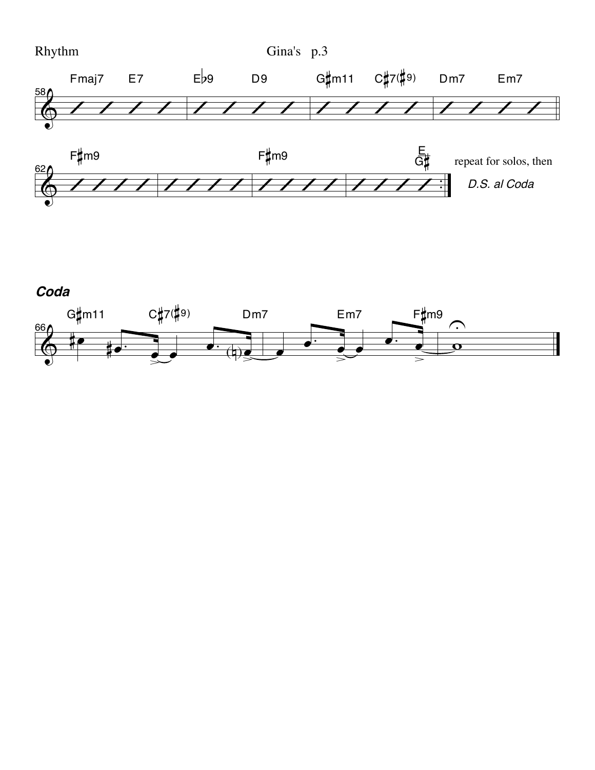Rhythm

Gina's p.3

Fmaj7 E7 | E♭9 D9 | G♯m11 C♯7(♯9) | Dm7 Em7

F♯m9 | | F♯m9 | E/G♯

repeat for solos, then

*D.S. al Coda*

## *Coda*

G♯m11 C♯7(♯9) Dm7 | Em7 F♯m9 |